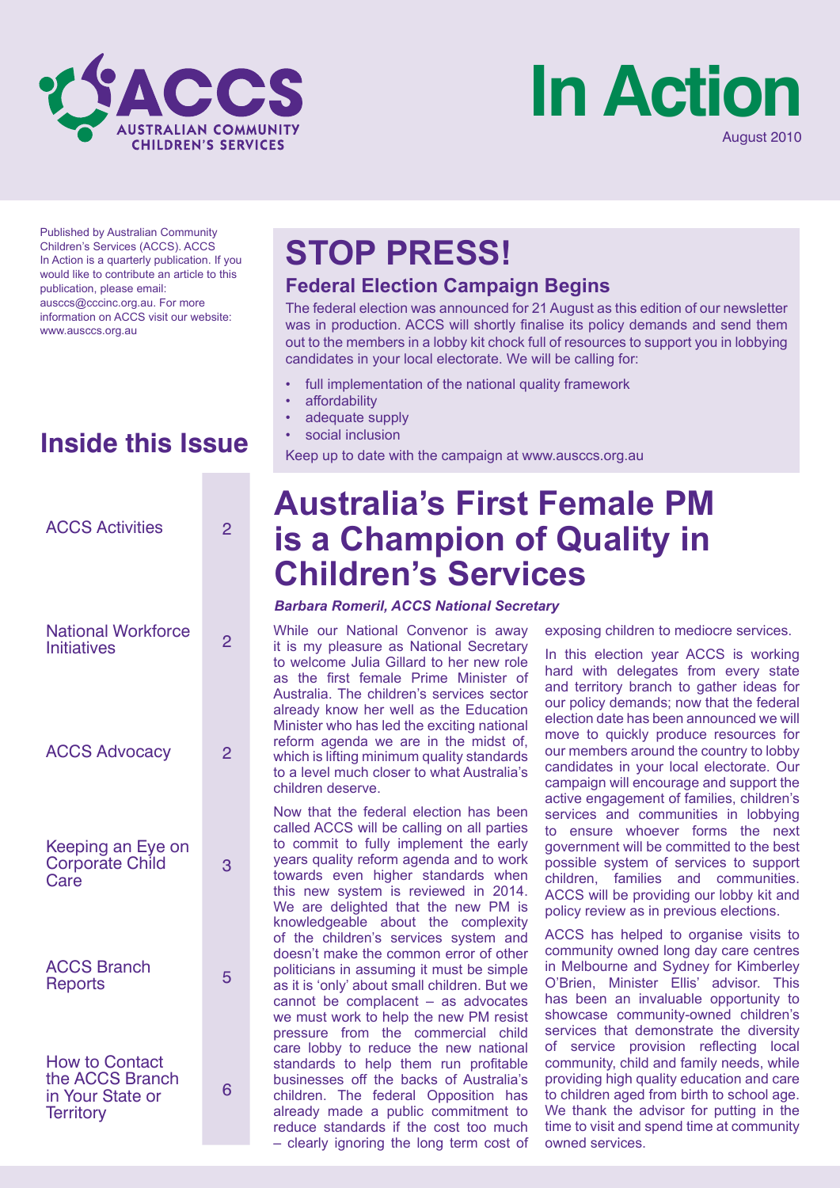# ACCS
AUSTRALIAN COMMUNITY CHILDREN'S SERVICES

# In Action

August 2010

Published by Australian Community Children's Services (ACCS). ACCS In Action is a quarterly publication. If you would like to contribute an article to this publication, please email: ausccs@cccinc.org.au. For more information on ACCS visit our website: www.ausccs.org.au

## Inside this Issue

| | |
|---|---|
| ACCS Activities | 2 |
| National Workforce Initiatives | 2 |
| ACCS Advocacy | 2 |
| Keeping an Eye on Corporate Child Care | 3 |
| ACCS Branch Reports | 5 |
| How to Contact the ACCS Branch in Your State or Territory | 6 |

# STOP PRESS!

### Federal Election Campaign Begins

The federal election was announced for 21 August as this edition of our newsletter was in production. ACCS will shortly finalise its policy demands and send them out to the members in a lobby kit chock full of resources to support you in lobbying candidates in your local electorate. We will be calling for:

- full implementation of the national quality framework
- affordability
- adequate supply
- social inclusion

Keep up to date with the campaign at www.ausccs.org.au

# Australia's First Female PM is a Champion of Quality in Children's Services

***Barbara Romeril, ACCS National Secretary***

While our National Convenor is away it is my pleasure as National Secretary to welcome Julia Gillard to her new role as the first female Prime Minister of Australia. The children's services sector already know her well as the Education Minister who has led the exciting national reform agenda we are in the midst of, which is lifting minimum quality standards to a level much closer to what Australia's children deserve.

Now that the federal election has been called ACCS will be calling on all parties to commit to fully implement the early years quality reform agenda and to work towards even higher standards when this new system is reviewed in 2014. We are delighted that the new PM is knowledgeable about the complexity of the children's services system and doesn't make the common error of other politicians in assuming it must be simple as it is 'only' about small children. But we cannot be complacent – as advocates we must work to help the new PM resist pressure from the commercial child care lobby to reduce the new national standards to help them run profitable businesses off the backs of Australia's children. The federal Opposition has already made a public commitment to reduce standards if the cost too much – clearly ignoring the long term cost of exposing children to mediocre services.

In this election year ACCS is working hard with delegates from every state and territory branch to gather ideas for our policy demands; now that the federal election date has been announced we will move to quickly produce resources for our members around the country to lobby candidates in your local electorate. Our campaign will encourage and support the active engagement of families, children's services and communities in lobbying to ensure whoever forms the next government will be committed to the best possible system of services to support children, families and communities. ACCS will be providing our lobby kit and policy review as in previous elections.

ACCS has helped to organise visits to community owned long day care centres in Melbourne and Sydney for Kimberley O'Brien, Minister Ellis' advisor. This has been an invaluable opportunity to showcase community-owned children's services that demonstrate the diversity of service provision reflecting local community, child and family needs, while providing high quality education and care to children aged from birth to school age. We thank the advisor for putting in the time to visit and spend time at community owned services.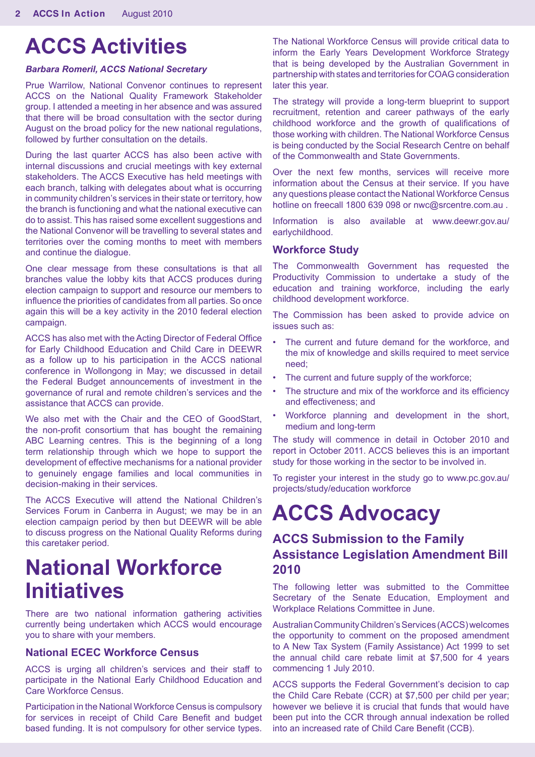# ACCS Activities

***Barbara Romeril, ACCS National Secretary***

Prue Warrilow, National Convenor continues to represent ACCS on the National Quality Framework Stakeholder group. I attended a meeting in her absence and was assured that there will be broad consultation with the sector during August on the broad policy for the new national regulations, followed by further consultation on the details.

During the last quarter ACCS has also been active with internal discussions and crucial meetings with key external stakeholders. The ACCS Executive has held meetings with each branch, talking with delegates about what is occurring in community children's services in their state or territory, how the branch is functioning and what the national executive can do to assist. This has raised some excellent suggestions and the National Convenor will be travelling to several states and territories over the coming months to meet with members and continue the dialogue.

One clear message from these consultations is that all branches value the lobby kits that ACCS produces during election campaign to support and resource our members to influence the priorities of candidates from all parties. So once again this will be a key activity in the 2010 federal election campaign.

ACCS has also met with the Acting Director of Federal Office for Early Childhood Education and Child Care in DEEWR as a follow up to his participation in the ACCS national conference in Wollongong in May; we discussed in detail the Federal Budget announcements of investment in the governance of rural and remote children's services and the assistance that ACCS can provide.

We also met with the Chair and the CEO of GoodStart, the non-profit consortium that has bought the remaining ABC Learning centres. This is the beginning of a long term relationship through which we hope to support the development of effective mechanisms for a national provider to genuinely engage families and local communities in decision-making in their services.

The ACCS Executive will attend the National Children's Services Forum in Canberra in August; we may be in an election campaign period by then but DEEWR will be able to discuss progress on the National Quality Reforms during this caretaker period.

# National Workforce Initiatives

There are two national information gathering activities currently being undertaken which ACCS would encourage you to share with your members.

### National ECEC Workforce Census

ACCS is urging all children's services and their staff to participate in the National Early Childhood Education and Care Workforce Census.

Participation in the National Workforce Census is compulsory for services in receipt of Child Care Benefit and budget based funding. It is not compulsory for other service types.

The National Workforce Census will provide critical data to inform the Early Years Development Workforce Strategy that is being developed by the Australian Government in partnership with states and territories for COAG consideration later this year.

The strategy will provide a long-term blueprint to support recruitment, retention and career pathways of the early childhood workforce and the growth of qualifications of those working with children. The National Workforce Census is being conducted by the Social Research Centre on behalf of the Commonwealth and State Governments.

Over the next few months, services will receive more information about the Census at their service. If you have any questions please contact the National Workforce Census hotline on freecall 1800 639 098 or nwc@srcentre.com.au .

Information is also available at www.deewr.gov.au/earlychildhood.

### Workforce Study

The Commonwealth Government has requested the Productivity Commission to undertake a study of the education and training workforce, including the early childhood development workforce.

The Commission has been asked to provide advice on issues such as:

- The current and future demand for the workforce, and the mix of knowledge and skills required to meet service need;
- The current and future supply of the workforce;
- The structure and mix of the workforce and its efficiency and effectiveness; and
- Workforce planning and development in the short, medium and long-term

The study will commence in detail in October 2010 and report in October 2011. ACCS believes this is an important study for those working in the sector to be involved in.

To register your interest in the study go to www.pc.gov.au/projects/study/education workforce

# ACCS Advocacy

## ACCS Submission to the Family Assistance Legislation Amendment Bill 2010

The following letter was submitted to the Committee Secretary of the Senate Education, Employment and Workplace Relations Committee in June.

Australian Community Children's Services (ACCS) welcomes the opportunity to comment on the proposed amendment to A New Tax System (Family Assistance) Act 1999 to set the annual child care rebate limit at $7,500 for 4 years commencing 1 July 2010.

ACCS supports the Federal Government's decision to cap the Child Care Rebate (CCR) at $7,500 per child per year; however we believe it is crucial that funds that would have been put into the CCR through annual indexation be rolled into an increased rate of Child Care Benefit (CCB).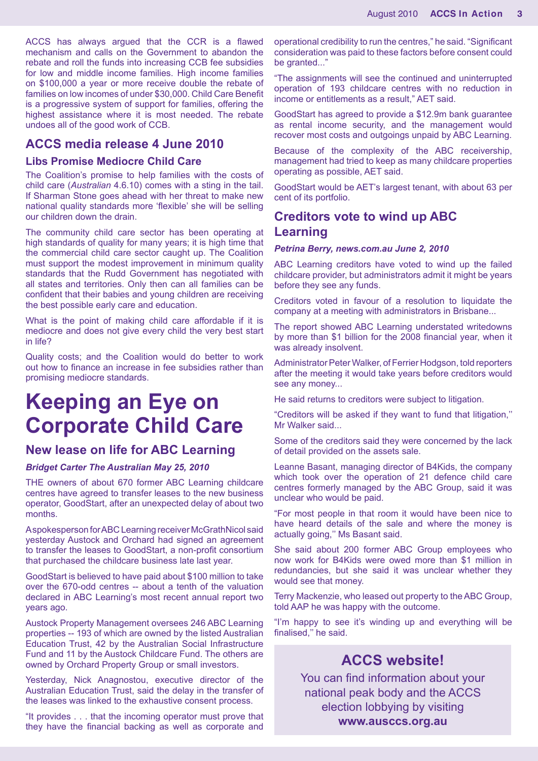ACCS has always argued that the CCR is a flawed mechanism and calls on the Government to abandon the rebate and roll the funds into increasing CCB fee subsidies for low and middle income families. High income families on $100,000 a year or more receive double the rebate of families on low incomes of under $30,000. Child Care Benefit is a progressive system of support for families, offering the highest assistance where it is most needed. The rebate undoes all of the good work of CCB.

## ACCS media release 4 June 2010

### Libs Promise Mediocre Child Care

The Coalition's promise to help families with the costs of child care (*Australian* 4.6.10) comes with a sting in the tail. If Sharman Stone goes ahead with her threat to make new national quality standards more 'flexible' she will be selling our children down the drain.

The community child care sector has been operating at high standards of quality for many years; it is high time that the commercial child care sector caught up. The Coalition must support the modest improvement in minimum quality standards that the Rudd Government has negotiated with all states and territories. Only then can all families can be confident that their babies and young children are receiving the best possible early care and education.

What is the point of making child care affordable if it is mediocre and does not give every child the very best start in life?

Quality costs; and the Coalition would do better to work out how to finance an increase in fee subsidies rather than promising mediocre standards.

# Keeping an Eye on Corporate Child Care

## New lease on life for ABC Learning

***Bridget Carter The Australian May 25, 2010***

THE owners of about 670 former ABC Learning childcare centres have agreed to transfer leases to the new business operator, GoodStart, after an unexpected delay of about two months.

A spokesperson for ABC Learning receiver McGrathNicol said yesterday Austock and Orchard had signed an agreement to transfer the leases to GoodStart, a non-profit consortium that purchased the childcare business late last year.

GoodStart is believed to have paid about $100 million to take over the 670-odd centres -- about a tenth of the valuation declared in ABC Learning's most recent annual report two years ago.

Austock Property Management oversees 246 ABC Learning properties -- 193 of which are owned by the listed Australian Education Trust, 42 by the Australian Social Infrastructure Fund and 11 by the Austock Childcare Fund. The others are owned by Orchard Property Group or small investors.

Yesterday, Nick Anagnostou, executive director of the Australian Education Trust, said the delay in the transfer of the leases was linked to the exhaustive consent process.

"It provides . . . that the incoming operator must prove that they have the financial backing as well as corporate and operational credibility to run the centres," he said. "Significant consideration was paid to these factors before consent could be granted..."

"The assignments will see the continued and uninterrupted operation of 193 childcare centres with no reduction in income or entitlements as a result," AET said.

GoodStart has agreed to provide a $12.9m bank guarantee as rental income security, and the management would recover most costs and outgoings unpaid by ABC Learning.

Because of the complexity of the ABC receivership, management had tried to keep as many childcare properties operating as possible, AET said.

GoodStart would be AET's largest tenant, with about 63 per cent of its portfolio.

## Creditors vote to wind up ABC Learning

***Petrina Berry, news.com.au June 2, 2010***

ABC Learning creditors have voted to wind up the failed childcare provider, but administrators admit it might be years before they see any funds.

Creditors voted in favour of a resolution to liquidate the company at a meeting with administrators in Brisbane...

The report showed ABC Learning understated writedowns by more than $1 billion for the 2008 financial year, when it was already insolvent.

Administrator Peter Walker, of Ferrier Hodgson, told reporters after the meeting it would take years before creditors would see any money...

He said returns to creditors were subject to litigation.

"Creditors will be asked if they want to fund that litigation,'' Mr Walker said...

Some of the creditors said they were concerned by the lack of detail provided on the assets sale.

Leanne Basant, managing director of B4Kids, the company which took over the operation of 21 defence child care centres formerly managed by the ABC Group, said it was unclear who would be paid.

"For most people in that room it would have been nice to have heard details of the sale and where the money is actually going,'' Ms Basant said.

She said about 200 former ABC Group employees who now work for B4Kids were owed more than $1 million in redundancies, but she said it was unclear whether they would see that money.

Terry Mackenzie, who leased out property to the ABC Group, told AAP he was happy with the outcome.

"I'm happy to see it's winding up and everything will be finalised,'' he said.

## ACCS website!

You can find information about your national peak body and the ACCS election lobbying by visiting **www.ausccs.org.au**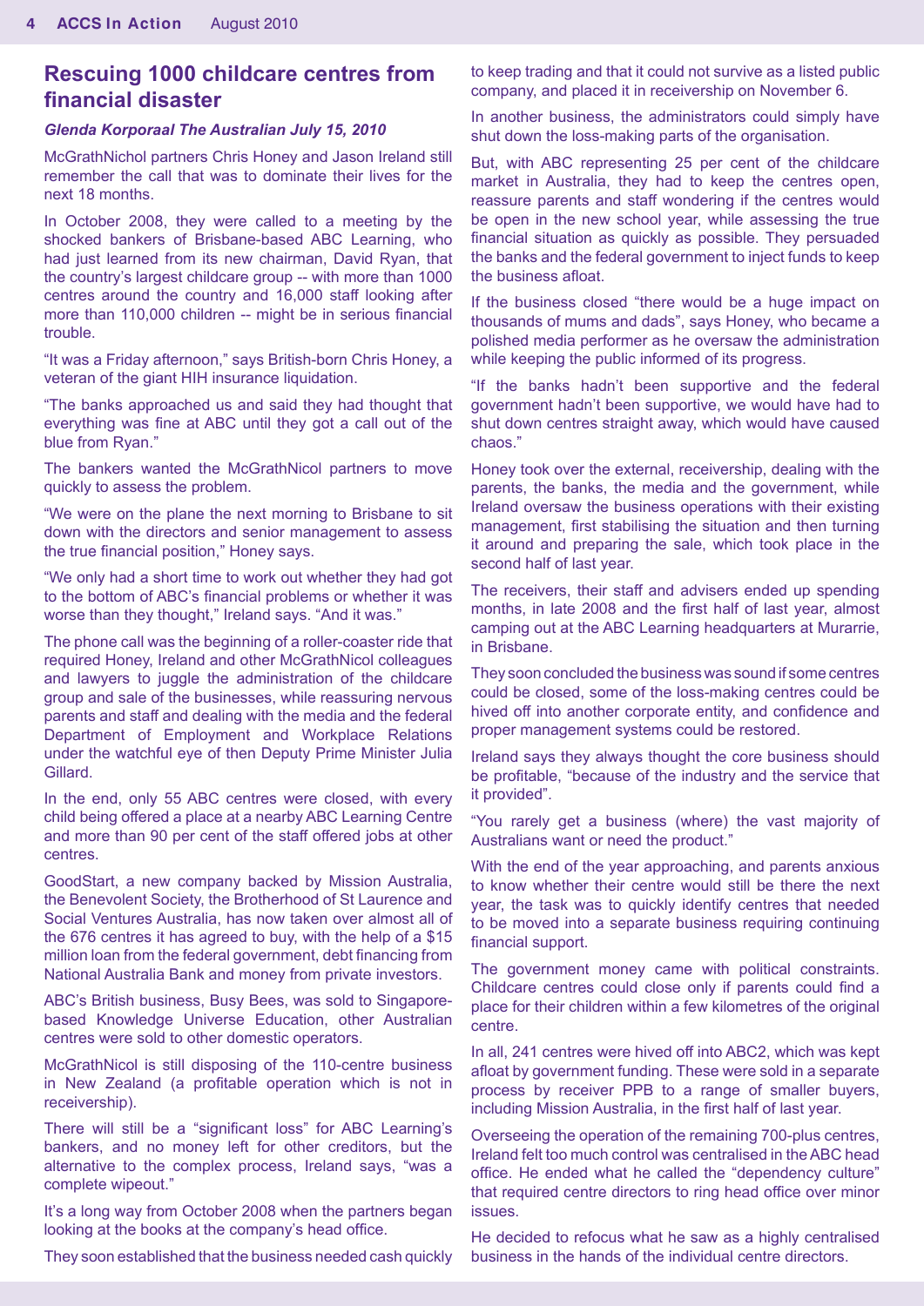## Rescuing 1000 childcare centres from financial disaster

***Glenda Korporaal The Australian July 15, 2010***

McGrathNichol partners Chris Honey and Jason Ireland still remember the call that was to dominate their lives for the next 18 months.

In October 2008, they were called to a meeting by the shocked bankers of Brisbane-based ABC Learning, who had just learned from its new chairman, David Ryan, that the country's largest childcare group -- with more than 1000 centres around the country and 16,000 staff looking after more than 110,000 children -- might be in serious financial trouble.

"It was a Friday afternoon," says British-born Chris Honey, a veteran of the giant HIH insurance liquidation.

"The banks approached us and said they had thought that everything was fine at ABC until they got a call out of the blue from Ryan."

The bankers wanted the McGrathNicol partners to move quickly to assess the problem.

"We were on the plane the next morning to Brisbane to sit down with the directors and senior management to assess the true financial position," Honey says.

"We only had a short time to work out whether they had got to the bottom of ABC's financial problems or whether it was worse than they thought," Ireland says. "And it was."

The phone call was the beginning of a roller-coaster ride that required Honey, Ireland and other McGrathNicol colleagues and lawyers to juggle the administration of the childcare group and sale of the businesses, while reassuring nervous parents and staff and dealing with the media and the federal Department of Employment and Workplace Relations under the watchful eye of then Deputy Prime Minister Julia Gillard.

In the end, only 55 ABC centres were closed, with every child being offered a place at a nearby ABC Learning Centre and more than 90 per cent of the staff offered jobs at other centres.

GoodStart, a new company backed by Mission Australia, the Benevolent Society, the Brotherhood of St Laurence and Social Ventures Australia, has now taken over almost all of the 676 centres it has agreed to buy, with the help of a $15 million loan from the federal government, debt financing from National Australia Bank and money from private investors.

ABC's British business, Busy Bees, was sold to Singapore-based Knowledge Universe Education, other Australian centres were sold to other domestic operators.

McGrathNicol is still disposing of the 110-centre business in New Zealand (a profitable operation which is not in receivership).

There will still be a "significant loss" for ABC Learning's bankers, and no money left for other creditors, but the alternative to the complex process, Ireland says, "was a complete wipeout."

It's a long way from October 2008 when the partners began looking at the books at the company's head office.

They soon established that the business needed cash quickly to keep trading and that it could not survive as a listed public company, and placed it in receivership on November 6.

In another business, the administrators could simply have shut down the loss-making parts of the organisation.

But, with ABC representing 25 per cent of the childcare market in Australia, they had to keep the centres open, reassure parents and staff wondering if the centres would be open in the new school year, while assessing the true financial situation as quickly as possible. They persuaded the banks and the federal government to inject funds to keep the business afloat.

If the business closed "there would be a huge impact on thousands of mums and dads", says Honey, who became a polished media performer as he oversaw the administration while keeping the public informed of its progress.

"If the banks hadn't been supportive and the federal government hadn't been supportive, we would have had to shut down centres straight away, which would have caused chaos."

Honey took over the external, receivership, dealing with the parents, the banks, the media and the government, while Ireland oversaw the business operations with their existing management, first stabilising the situation and then turning it around and preparing the sale, which took place in the second half of last year.

The receivers, their staff and advisers ended up spending months, in late 2008 and the first half of last year, almost camping out at the ABC Learning headquarters at Murarrie, in Brisbane.

They soon concluded the business was sound if some centres could be closed, some of the loss-making centres could be hived off into another corporate entity, and confidence and proper management systems could be restored.

Ireland says they always thought the core business should be profitable, "because of the industry and the service that it provided".

"You rarely get a business (where) the vast majority of Australians want or need the product."

With the end of the year approaching, and parents anxious to know whether their centre would still be there the next year, the task was to quickly identify centres that needed to be moved into a separate business requiring continuing financial support.

The government money came with political constraints. Childcare centres could close only if parents could find a place for their children within a few kilometres of the original centre.

In all, 241 centres were hived off into ABC2, which was kept afloat by government funding. These were sold in a separate process by receiver PPB to a range of smaller buyers, including Mission Australia, in the first half of last year.

Overseeing the operation of the remaining 700-plus centres, Ireland felt too much control was centralised in the ABC head office. He ended what he called the "dependency culture" that required centre directors to ring head office over minor issues.

He decided to refocus what he saw as a highly centralised business in the hands of the individual centre directors.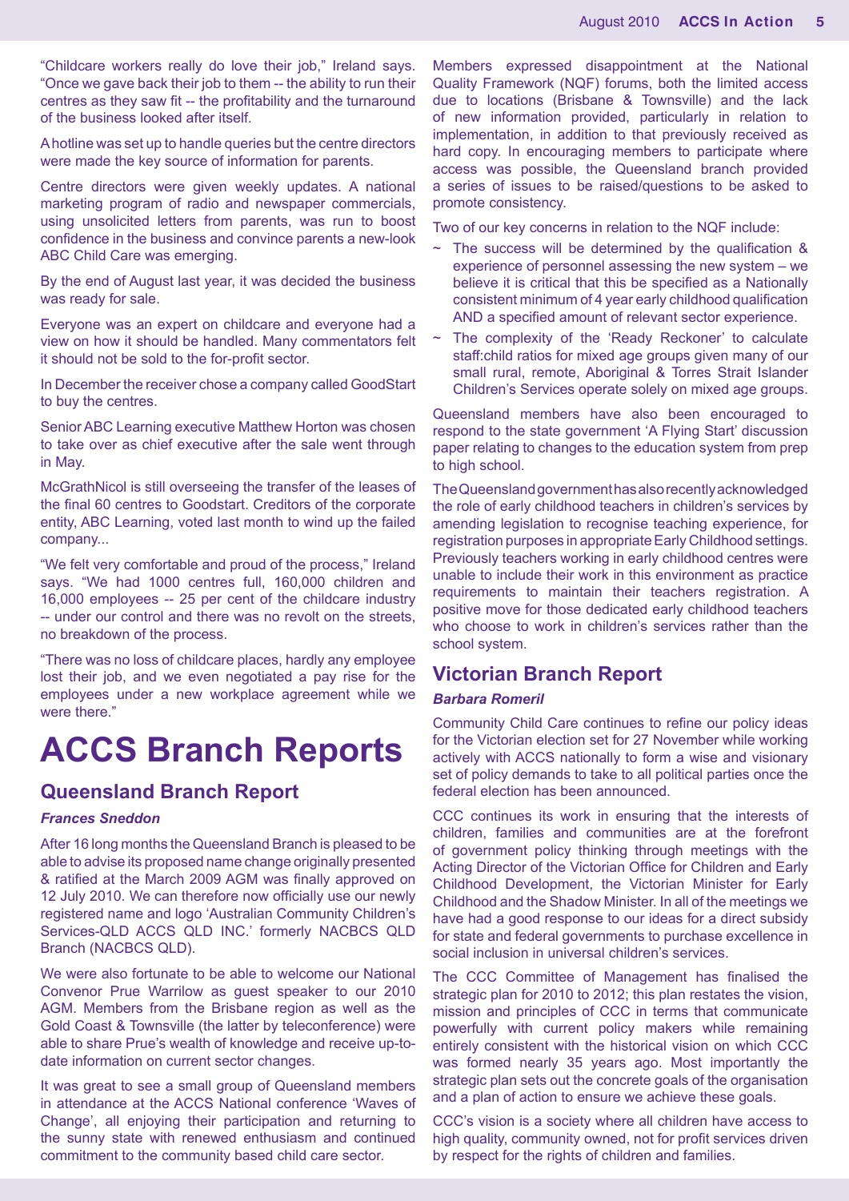"Childcare workers really do love their job," Ireland says. "Once we gave back their job to them -- the ability to run their centres as they saw fit -- the profitability and the turnaround of the business looked after itself.

A hotline was set up to handle queries but the centre directors were made the key source of information for parents.

Centre directors were given weekly updates. A national marketing program of radio and newspaper commercials, using unsolicited letters from parents, was run to boost confidence in the business and convince parents a new-look ABC Child Care was emerging.

By the end of August last year, it was decided the business was ready for sale.

Everyone was an expert on childcare and everyone had a view on how it should be handled. Many commentators felt it should not be sold to the for-profit sector.

In December the receiver chose a company called GoodStart to buy the centres.

Senior ABC Learning executive Matthew Horton was chosen to take over as chief executive after the sale went through in May.

McGrathNicol is still overseeing the transfer of the leases of the final 60 centres to Goodstart. Creditors of the corporate entity, ABC Learning, voted last month to wind up the failed company...

"We felt very comfortable and proud of the process," Ireland says. "We had 1000 centres full, 160,000 children and 16,000 employees -- 25 per cent of the childcare industry -- under our control and there was no revolt on the streets, no breakdown of the process.

"There was no loss of childcare places, hardly any employee lost their job, and we even negotiated a pay rise for the employees under a new workplace agreement while we were there."

# ACCS Branch Reports

## Queensland Branch Report

***Frances Sneddon***

After 16 long months the Queensland Branch is pleased to be able to advise its proposed name change originally presented & ratified at the March 2009 AGM was finally approved on 12 July 2010. We can therefore now officially use our newly registered name and logo 'Australian Community Children's Services-QLD ACCS QLD INC.' formerly NACBCS QLD Branch (NACBCS QLD).

We were also fortunate to be able to welcome our National Convenor Prue Warrilow as guest speaker to our 2010 AGM. Members from the Brisbane region as well as the Gold Coast & Townsville (the latter by teleconference) were able to share Prue's wealth of knowledge and receive up-to-date information on current sector changes.

It was great to see a small group of Queensland members in attendance at the ACCS National conference 'Waves of Change', all enjoying their participation and returning to the sunny state with renewed enthusiasm and continued commitment to the community based child care sector.

Members expressed disappointment at the National Quality Framework (NQF) forums, both the limited access due to locations (Brisbane & Townsville) and the lack of new information provided, particularly in relation to implementation, in addition to that previously received as hard copy. In encouraging members to participate where access was possible, the Queensland branch provided a series of issues to be raised/questions to be asked to promote consistency.

Two of our key concerns in relation to the NQF include:

~ The success will be determined by the qualification & experience of personnel assessing the new system – we believe it is critical that this be specified as a Nationally consistent minimum of 4 year early childhood qualification AND a specified amount of relevant sector experience.

~ The complexity of the 'Ready Reckoner' to calculate staff:child ratios for mixed age groups given many of our small rural, remote, Aboriginal & Torres Strait Islander Children's Services operate solely on mixed age groups.

Queensland members have also been encouraged to respond to the state government 'A Flying Start' discussion paper relating to changes to the education system from prep to high school.

The Queensland government has also recently acknowledged the role of early childhood teachers in children's services by amending legislation to recognise teaching experience, for registration purposes in appropriate Early Childhood settings. Previously teachers working in early childhood centres were unable to include their work in this environment as practice requirements to maintain their teachers registration. A positive move for those dedicated early childhood teachers who choose to work in children's services rather than the school system.

## Victorian Branch Report

***Barbara Romeril***

Community Child Care continues to refine our policy ideas for the Victorian election set for 27 November while working actively with ACCS nationally to form a wise and visionary set of policy demands to take to all political parties once the federal election has been announced.

CCC continues its work in ensuring that the interests of children, families and communities are at the forefront of government policy thinking through meetings with the Acting Director of the Victorian Office for Children and Early Childhood Development, the Victorian Minister for Early Childhood and the Shadow Minister. In all of the meetings we have had a good response to our ideas for a direct subsidy for state and federal governments to purchase excellence in social inclusion in universal children's services.

The CCC Committee of Management has finalised the strategic plan for 2010 to 2012; this plan restates the vision, mission and principles of CCC in terms that communicate powerfully with current policy makers while remaining entirely consistent with the historical vision on which CCC was formed nearly 35 years ago. Most importantly the strategic plan sets out the concrete goals of the organisation and a plan of action to ensure we achieve these goals.

CCC's vision is a society where all children have access to high quality, community owned, not for profit services driven by respect for the rights of children and families.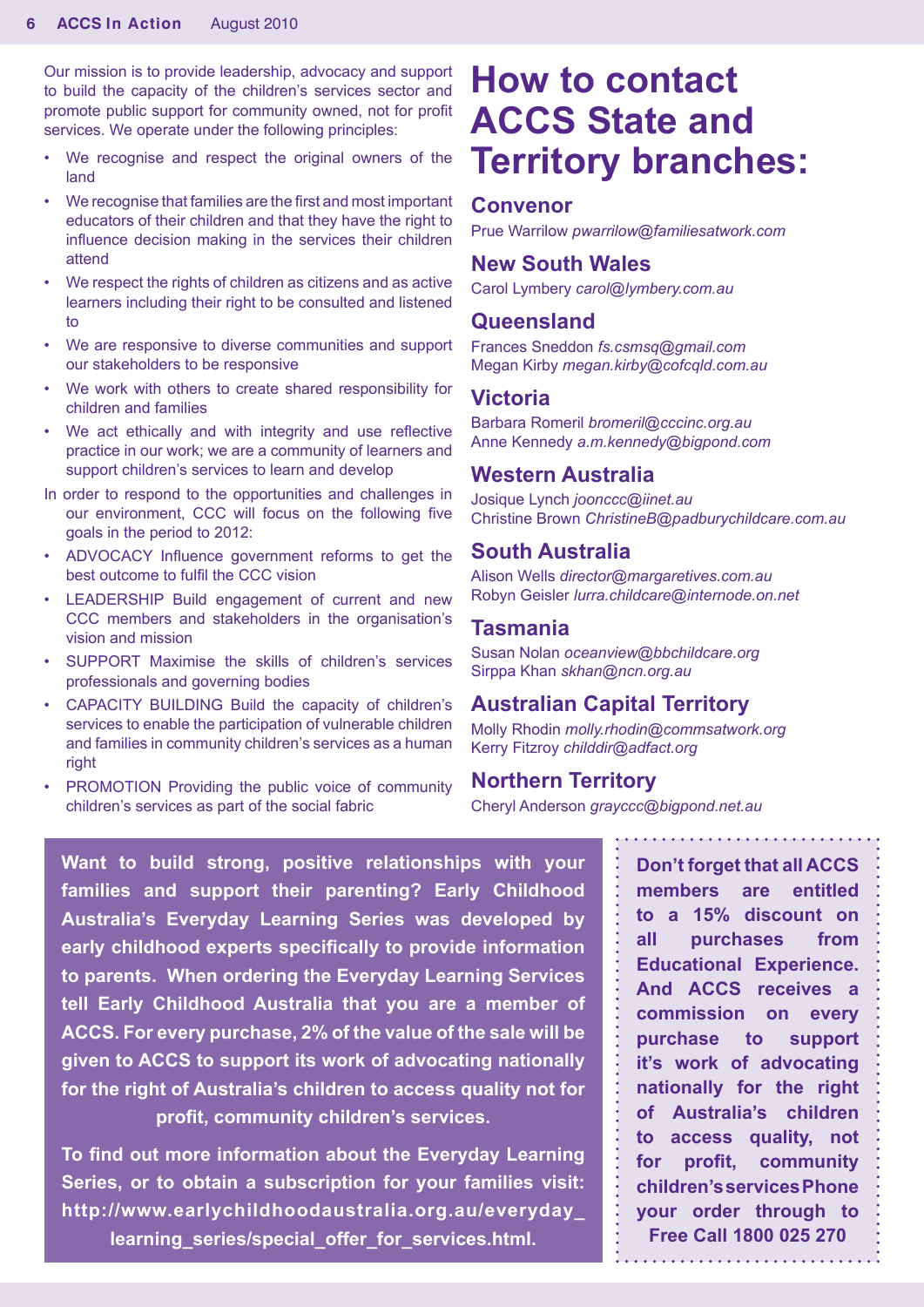Our mission is to provide leadership, advocacy and support to build the capacity of the children's services sector and promote public support for community owned, not for profit services. We operate under the following principles:

- We recognise and respect the original owners of the land
- We recognise that families are the first and most important educators of their children and that they have the right to influence decision making in the services their children attend
- We respect the rights of children as citizens and as active learners including their right to be consulted and listened to
- We are responsive to diverse communities and support our stakeholders to be responsive
- We work with others to create shared responsibility for children and families
- We act ethically and with integrity and use reflective practice in our work; we are a community of learners and support children's services to learn and develop

In order to respond to the opportunities and challenges in our environment, CCC will focus on the following five goals in the period to 2012:

- ADVOCACY Influence government reforms to get the best outcome to fulfil the CCC vision
- LEADERSHIP Build engagement of current and new CCC members and stakeholders in the organisation's vision and mission
- SUPPORT Maximise the skills of children's services professionals and governing bodies
- CAPACITY BUILDING Build the capacity of children's services to enable the participation of vulnerable children and families in community children's services as a human right
- PROMOTION Providing the public voice of community children's services as part of the social fabric

# How to contact ACCS State and Territory branches:

## Convenor

Prue Warrilow *pwarrilow@familiesatwork.com*

## New South Wales

Carol Lymbery *carol@lymbery.com.au*

## Queensland

Frances Sneddon *fs.csmsq@gmail.com*
Megan Kirby *megan.kirby@cofcqld.com.au*

## Victoria

Barbara Romeril *bromeril@cccinc.org.au*
Anne Kennedy *a.m.kennedy@bigpond.com*

## Western Australia

Josique Lynch *joonccc@iinet.au*
Christine Brown *ChristineB@padburychildcare.com.au*

## South Australia

Alison Wells *director@margaretives.com.au*
Robyn Geisler *lurra.childcare@internode.on.net*

## Tasmania

Susan Nolan *oceanview@bbchildcare.org*
Sirppa Khan *skhan@ncn.org.au*

## Australian Capital Territory

Molly Rhodin *molly.rhodin@commsatwork.org*
Kerry Fitzroy *childdir@adfact.org*

## Northern Territory

Cheryl Anderson *graycce@bigpond.net.au*

**Want to build strong, positive relationships with your families and support their parenting? Early Childhood Australia's Everyday Learning Series was developed by early childhood experts specifically to provide information to parents. When ordering the Everyday Learning Services tell Early Childhood Australia that you are a member of ACCS. For every purchase, 2% of the value of the sale will be given to ACCS to support its work of advocating nationally for the right of Australia's children to access quality not for profit, community children's services.**

**To find out more information about the Everyday Learning Series, or to obtain a subscription for your families visit: http://www.earlychildhoodaustralia.org.au/everyday_learning_series/special_offer_for_services.html.**

**Don't forget that all ACCS members are entitled to a 15% discount on all purchases from Educational Experience. And ACCS receives a commission on every purchase to support it's work of advocating nationally for the right of Australia's children to access quality, not for profit, community children's services Phone your order through to Free Call 1800 025 270**